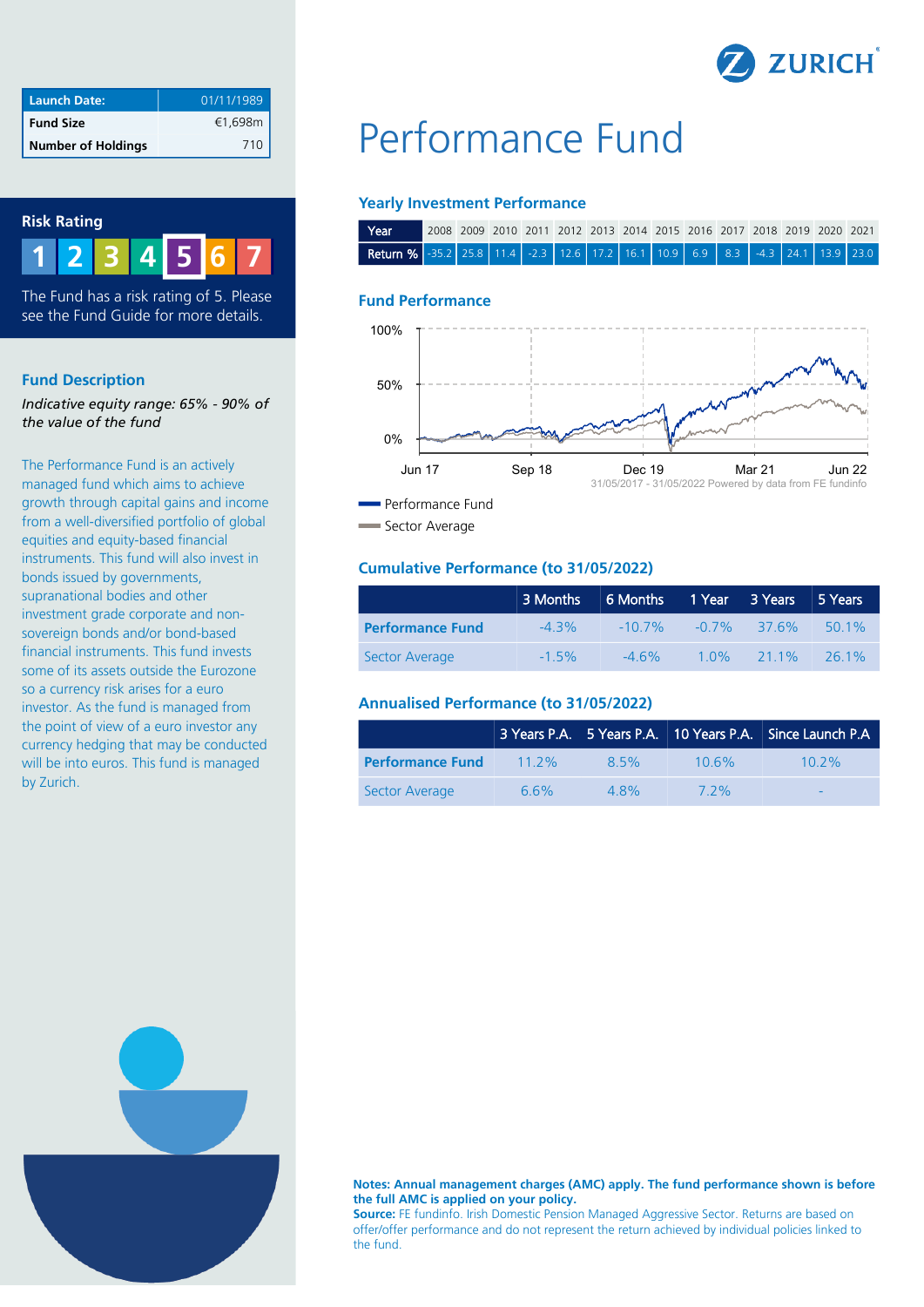| Launch Date: | 01/11/1989 |
|---|---|
| Fund Size | €1,698m |
| Number of Holdings | 710 |

## Risk Rating

1 2 3 4 **5** 6 7

The Fund has a risk rating of 5. Please see the Fund Guide for more details.

## Fund Description

*Indicative equity range: 65% - 90% of the value of the fund*

The Performance Fund is an actively managed fund which aims to achieve growth through capital gains and income from a well-diversified portfolio of global equities and equity-based financial instruments. This fund will also invest in bonds issued by governments, supranational bodies and other investment grade corporate and non-sovereign bonds and/or bond-based financial instruments. This fund invests some of its assets outside the Eurozone so a currency risk arises for a euro investor. As the fund is managed from the point of view of a euro investor any currency hedging that may be conducted will be into euros. This fund is managed by Zurich.

# Performance Fund

### Yearly Investment Performance

| Year | 2008 | 2009 | 2010 | 2011 | 2012 | 2013 | 2014 | 2015 | 2016 | 2017 | 2018 | 2019 | 2020 | 2021 |
|---|---|---|---|---|---|---|---|---|---|---|---|---|---|---|
| Return % | -35.2 | 25.8 | 11.4 | -2.3 | 12.6 | 17.2 | 16.1 | 10.9 | 6.9 | 8.3 | -4.3 | 24.1 | 13.9 | 23.0 |

### Fund Performance

31/05/2017 - 31/05/2022 Powered by data from FE fundinfo

Performance Fund
Sector Average

### Cumulative Performance (to 31/05/2022)

| | 3 Months | 6 Months | 1 Year | 3 Years | 5 Years |
|---|---|---|---|---|---|
| **Performance Fund** | -4.3% | -10.7% | -0.7% | 37.6% | 50.1% |
| Sector Average | -1.5% | -4.6% | 1.0% | 21.1% | 26.1% |

### Annualised Performance (to 31/05/2022)

| | 3 Years P.A. | 5 Years P.A. | 10 Years P.A. | Since Launch P.A |
|---|---|---|---|---|
| **Performance Fund** | 11.2% | 8.5% | 10.6% | 10.2% |
| Sector Average | 6.6% | 4.8% | 7.2% | - |

**Notes: Annual management charges (AMC) apply. The fund performance shown is before the full AMC is applied on your policy.**
**Source:** FE fundinfo. Irish Domestic Pension Managed Aggressive Sector. Returns are based on offer/offer performance and do not represent the return achieved by individual policies linked to the fund.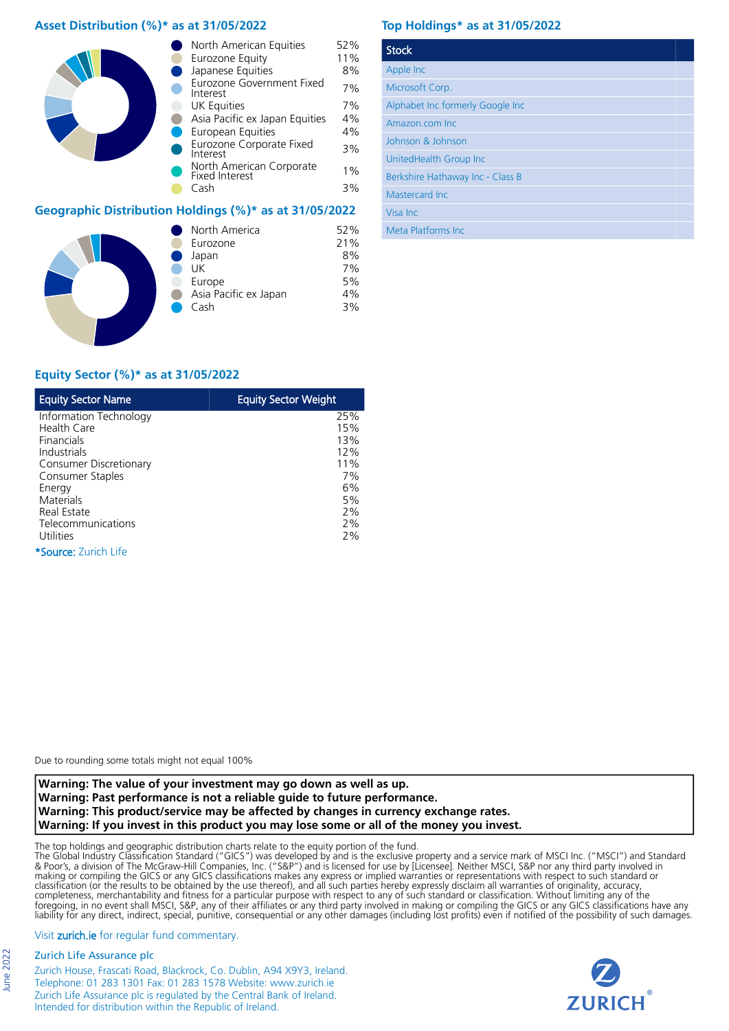## Asset Distribution (%)* as at 31/05/2022

North American Equities 52%
Eurozone Equity 11%
Japanese Equities 8%
Eurozone Government Fixed Interest 7%
UK Equities 7%
Asia Pacific ex Japan Equities 4%
European Equities 4%
Eurozone Corporate Fixed Interest 3%
North American Corporate Fixed Interest 1%
Cash 3%

## Geographic Distribution Holdings (%)* as at 31/05/2022

North America 52%
Eurozone 21%
Japan 8%
UK 7%
Europe 5%
Asia Pacific ex Japan 4%
Cash 3%

## Equity Sector (%)* as at 31/05/2022

| Equity Sector Name | Equity Sector Weight |
|---|---|
| Information Technology | 25% |
| Health Care | 15% |
| Financials | 13% |
| Industrials | 12% |
| Consumer Discretionary | 11% |
| Consumer Staples | 7% |
| Energy | 6% |
| Materials | 5% |
| Real Estate | 2% |
| Telecommunications | 2% |
| Utilities | 2% |

*Source: Zurich Life

## Top Holdings* as at 31/05/2022

| Stock |
|---|
| Apple Inc |
| Microsoft Corp. |
| Alphabet Inc formerly Google Inc |
| Amazon.com Inc |
| Johnson & Johnson |
| UnitedHealth Group Inc |
| Berkshire Hathaway Inc - Class B |
| Mastercard Inc |
| Visa Inc |
| Meta Platforms Inc |

Due to rounding some totals might not equal 100%

**Warning: The value of your investment may go down as well as up.**
**Warning: Past performance is not a reliable guide to future performance.**
**Warning: This product/service may be affected by changes in currency exchange rates.**
**Warning: If you invest in this product you may lose some or all of the money you invest.**

The top holdings and geographic distribution charts relate to the equity portion of the fund.
The Global Industry Classification Standard ("GICS") was developed by and is the exclusive property and a service mark of MSCI Inc. ("MSCI") and Standard & Poor's, a division of The McGraw-Hill Companies, Inc. ("S&P") and is licensed for use by [Licensee]. Neither MSCI, S&P nor any third party involved in making or compiling the GICS or any GICS classifications makes any express or implied warranties or representations with respect to such standard or classification (or the results to be obtained by the use thereof), and all such parties hereby expressly disclaim all warranties of originality, accuracy, completeness, merchantability and fitness for a particular purpose with respect to any of such standard or classification. Without limiting any of the foregoing, in no event shall MSCI, S&P, any of their affiliates or any third party involved in making or compiling the GICS or any GICS classifications have any liability for any direct, indirect, special, punitive, consequential or any other damages (including lost profits) even if notified of the possibility of such damages.

Visit zurich.ie for regular fund commentary.

**Zurich Life Assurance plc**

Zurich House, Frascati Road, Blackrock, Co. Dublin, A94 X9Y3, Ireland.
Telephone: 01 283 1301 Fax: 01 283 1578 Website: www.zurich.ie
Zurich Life Assurance plc is regulated by the Central Bank of Ireland.
Intended for distribution within the Republic of Ireland.

June 2022

ZURICH®